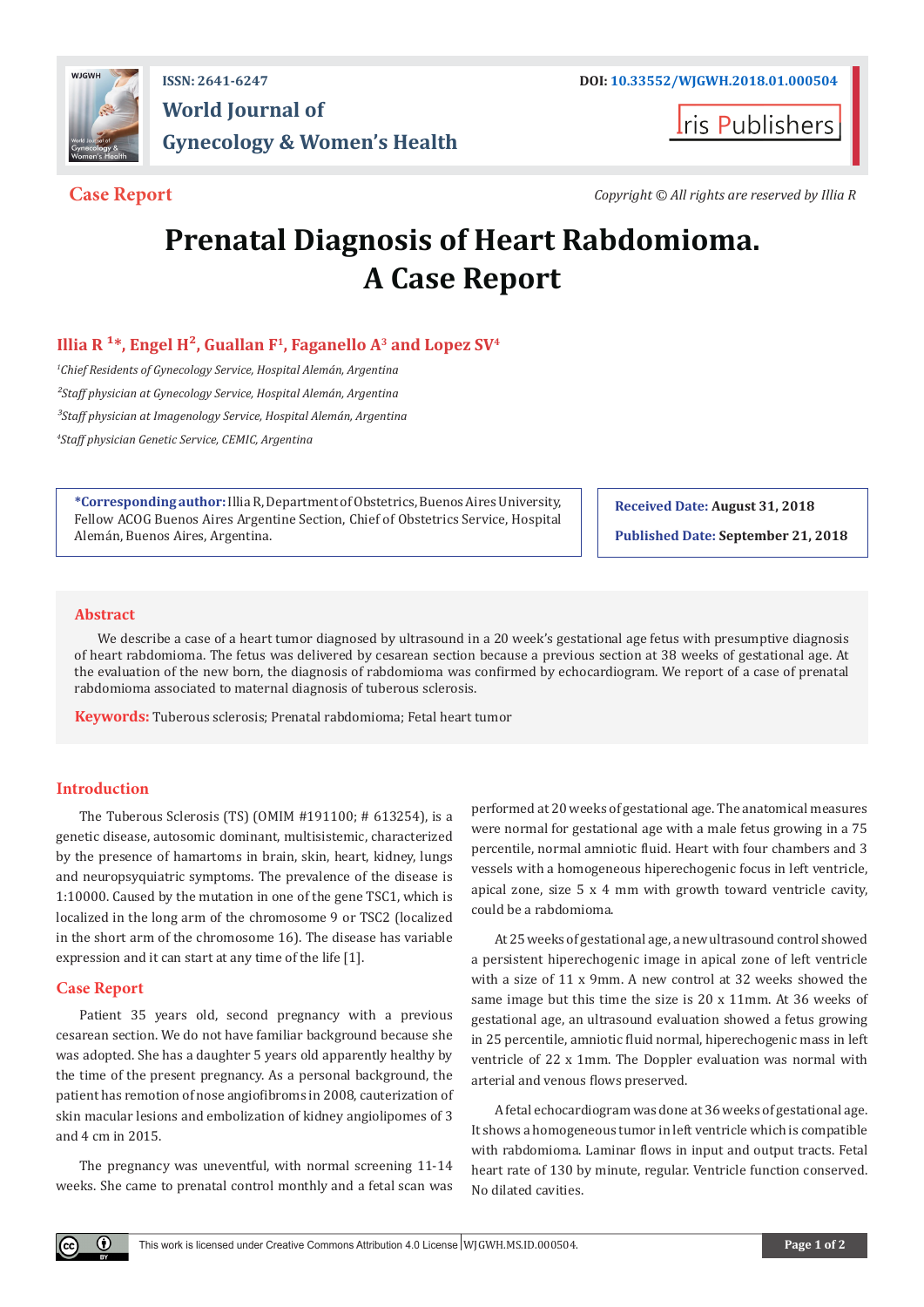**Case Report**

*Copyright © All rights are reserved by Illia R*

# Prenatal Diagnosis of Heart Rabdomioma. A Case Report

**Illia R [1]*, Engel H[2], Guallan F[1], Faganello A[3] and Lopez SV[4]**

[1]*Chief Residents of Gynecology Service, Hospital Alemán, Argentina*

[2]*Staff physician at Gynecology Service, Hospital Alemán, Argentina*

[3]*Staff physician at Imagenology Service, Hospital Alemán, Argentina*

[4]*Staff physician Genetic Service, CEMIC, Argentina*

**\*Corresponding author:** Illia R, Department of Obstetrics, Buenos Aires University, Fellow ACOG Buenos Aires Argentine Section, Chief of Obstetrics Service, Hospital Alemán, Buenos Aires, Argentina.

**Received Date: August 31, 2018**

**Published Date: September 21, 2018**

## Abstract

We describe a case of a heart tumor diagnosed by ultrasound in a 20 week's gestational age fetus with presumptive diagnosis of heart rabdomioma. The fetus was delivered by cesarean section because a previous section at 38 weeks of gestational age. At the evaluation of the new born, the diagnosis of rabdomioma was confirmed by echocardiogram. We report of a case of prenatal rabdomioma associated to maternal diagnosis of tuberous sclerosis.

**Keywords:** Tuberous sclerosis; Prenatal rabdomioma; Fetal heart tumor

## Introduction

The Tuberous Sclerosis (TS) (OMIM #191100; # 613254), is a genetic disease, autosomic dominant, multisistemic, characterized by the presence of hamartoms in brain, skin, heart, kidney, lungs and neuropsyquiatric symptoms. The prevalence of the disease is 1:10000. Caused by the mutation in one of the gene TSC1, which is localized in the long arm of the chromosome 9 or TSC2 (localized in the short arm of the chromosome 16). The disease has variable expression and it can start at any time of the life [1].

## Case Report

Patient 35 years old, second pregnancy with a previous cesarean section. We do not have familiar background because she was adopted. She has a daughter 5 years old apparently healthy by the time of the present pregnancy. As a personal background, the patient has remotion of nose angiofibroms in 2008, cauterization of skin macular lesions and embolization of kidney angiolipomes of 3 and 4 cm in 2015.

The pregnancy was uneventful, with normal screening 11-14 weeks. She came to prenatal control monthly and a fetal scan was performed at 20 weeks of gestational age. The anatomical measures were normal for gestational age with a male fetus growing in a 75 percentile, normal amniotic fluid. Heart with four chambers and 3 vessels with a homogeneous hiperechogenic focus in left ventricle, apical zone, size 5 x 4 mm with growth toward ventricle cavity, could be a rabdomioma.

At 25 weeks of gestational age, a new ultrasound control showed a persistent hiperechogenic image in apical zone of left ventricle with a size of 11 x 9mm. A new control at 32 weeks showed the same image but this time the size is 20 x 11mm. At 36 weeks of gestational age, an ultrasound evaluation showed a fetus growing in 25 percentile, amniotic fluid normal, hiperechogenic mass in left ventricle of 22 x 1mm. The Doppler evaluation was normal with arterial and venous flows preserved.

A fetal echocardiogram was done at 36 weeks of gestational age. It shows a homogeneous tumor in left ventricle which is compatible with rabdomioma. Laminar flows in input and output tracts. Fetal heart rate of 130 by minute, regular. Ventricle function conserved. No dilated cavities.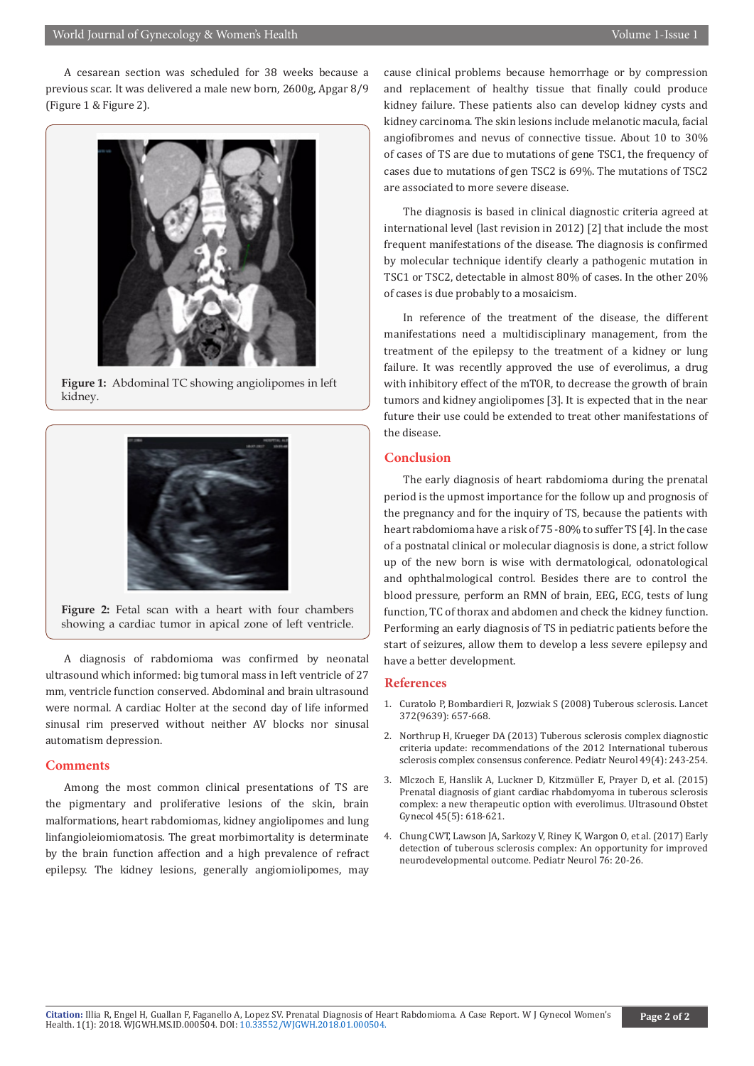A cesarean section was scheduled for 38 weeks because a previous scar. It was delivered a male new born, 2600g, Apgar 8/9 (Figure 1 & Figure 2).

**Figure 1:** Abdominal TC showing angiolipomes in left kidney.

**Figure 2:** Fetal scan with a heart with four chambers showing a cardiac tumor in apical zone of left ventricle.

A diagnosis of rabdomioma was confirmed by neonatal ultrasound which informed: big tumoral mass in left ventricle of 27 mm, ventricle function conserved. Abdominal and brain ultrasound were normal. A cardiac Holter at the second day of life informed sinusal rim preserved without neither AV blocks nor sinusal automatism depression.

## Comments

Among the most common clinical presentations of TS are the pigmentary and proliferative lesions of the skin, brain malformations, heart rabdomiomas, kidney angiolipomes and lung linfangioleiomiomatosis. The great morbimortality is determinate by the brain function affection and a high prevalence of refract epilepsy. The kidney lesions, generally angiomiolipomes, may cause clinical problems because hemorrhage or by compression and replacement of healthy tissue that finally could produce kidney failure. These patients also can develop kidney cysts and kidney carcinoma. The skin lesions include melanotic macula, facial angiofibromes and nevus of connective tissue. About 10 to 30% of cases of TS are due to mutations of gene TSC1, the frequency of cases due to mutations of gen TSC2 is 69%. The mutations of TSC2 are associated to more severe disease.

The diagnosis is based in clinical diagnostic criteria agreed at international level (last revision in 2012) [2] that include the most frequent manifestations of the disease. The diagnosis is confirmed by molecular technique identify clearly a pathogenic mutation in TSC1 or TSC2, detectable in almost 80% of cases. In the other 20% of cases is due probably to a mosaicism.

In reference of the treatment of the disease, the different manifestations need a multidisciplinary management, from the treatment of the epilepsy to the treatment of a kidney or lung failure. It was recentlly approved the use of everolimus, a drug with inhibitory effect of the mTOR, to decrease the growth of brain tumors and kidney angiolipomes [3]. It is expected that in the near future their use could be extended to treat other manifestations of the disease.

## Conclusion

The early diagnosis of heart rabdomioma during the prenatal period is the upmost importance for the follow up and prognosis of the pregnancy and for the inquiry of TS, because the patients with heart rabdomioma have a risk of 75 -80% to suffer TS [4]. In the case of a postnatal clinical or molecular diagnosis is done, a strict follow up of the new born is wise with dermatological, odonatological and ophthalmological control. Besides there are to control the blood pressure, perform an RMN of brain, EEG, ECG, tests of lung function, TC of thorax and abdomen and check the kidney function. Performing an early diagnosis of TS in pediatric patients before the start of seizures, allow them to develop a less severe epilepsy and have a better development.

## References

1. Curatolo P, Bombardieri R, Jozwiak S (2008) Tuberous sclerosis. Lancet 372(9639): 657-668.
2. Northrup H, Krueger DA (2013) Tuberous sclerosis complex diagnostic criteria update: recommendations of the 2012 International tuberous sclerosis complex consensus conference. Pediatr Neurol 49(4): 243-254.
3. Mlczoch E, Hanslik A, Luckner D, Kitzmüller E, Prayer D, et al. (2015) Prenatal diagnosis of giant cardiac rhabdomyoma in tuberous sclerosis complex: a new therapeutic option with everolimus. Ultrasound Obstet Gynecol 45(5): 618-621.
4. Chung CWT, Lawson JA, Sarkozy V, Riney K, Wargon O, et al. (2017) Early detection of tuberous sclerosis complex: An opportunity for improved neurodevelopmental outcome. Pediatr Neurol 76: 20-26.

**Citation:** Illia R, Engel H, Guallan F, Faganello A, Lopez SV. Prenatal Diagnosis of Heart Rabdomioma. A Case Report. W J Gynecol Women's Health. 1(1): 2018. WJGWH.MS.ID.000504. DOI: 10.33552/WJGWH.2018.01.000504.